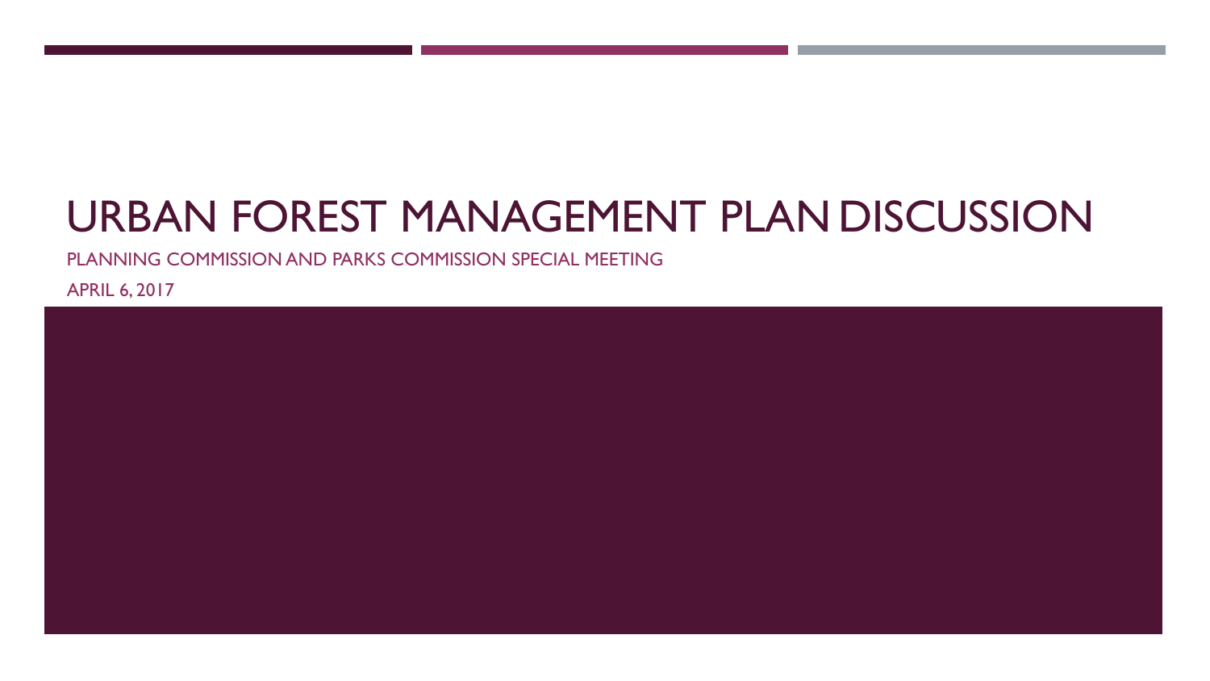# URBAN FOREST MANAGEMENT PLAN DISCUSSION

PLANNING COMMISSION AND PARKS COMMISSION SPECIAL MEETING

APRIL 6, 2017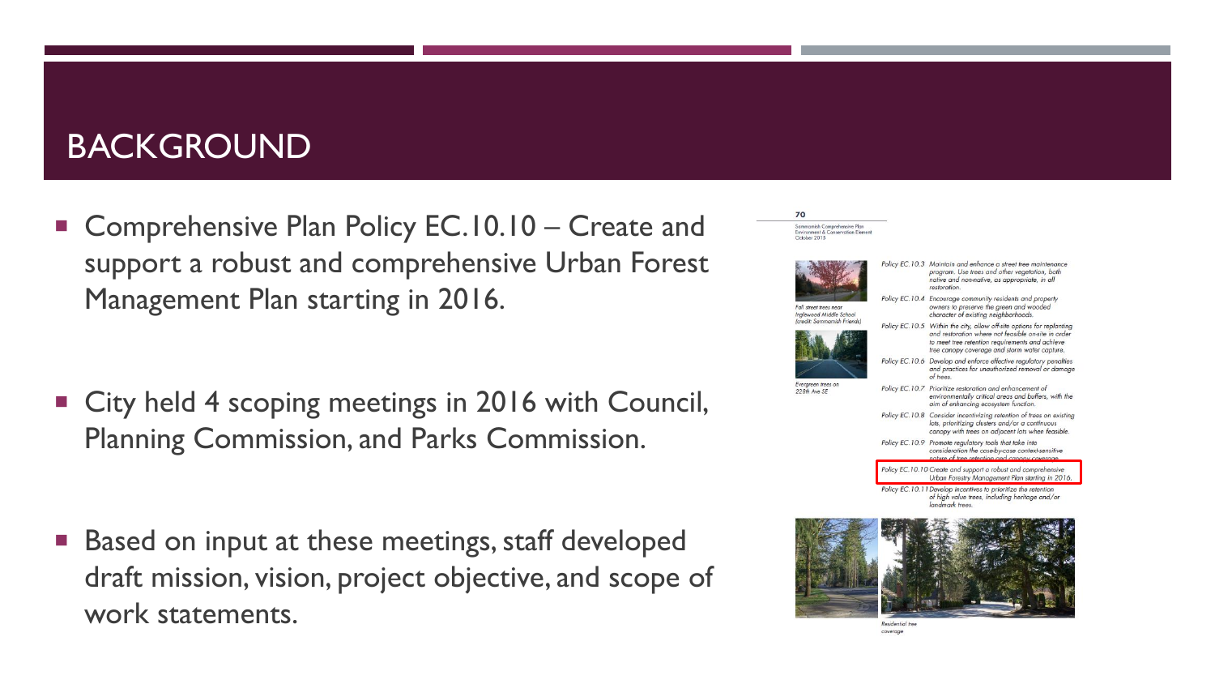# BACKGROUND

- Comprehensive Plan Policy EC.10.10 – Create and support a robust and comprehensive Urban Forest Management Plan starting in 2016.

- City held 4 scoping meetings in 2016 with Council, Planning Commission, and Parks Commission.

- Based on input at these meetings, staff developed draft mission, vision, project objective, and scope of work statements.

70

Sammamish Comprehensive Plan
Environment & Conservation Element
October 2015

Fall street trees near Inglewood Middle School (credit: Sammamish Friends)

Evergreen trees on 228th Ave SE

Policy EC.10.3 Maintain and enhance a street tree maintenance program. Use trees and other vegetation, both native and non-native, as appropriate, in all restoration.

Policy EC.10.4 Encourage community residents and property owners to preserve the green and wooded character of existing neighborhoods.

Policy EC.10.5 Within the city, allow off-site options for replanting and restoration where not feasible on-site in order to meet tree retention requirements and achieve tree canopy coverage and storm water capture.

Policy EC.10.6 Develop and enforce effective regulatory penalties and practices for unauthorized removal or damage of trees.

Policy EC.10.7 Prioritize restoration and enhancement of environmentally critical areas and buffers, with the aim of enhancing ecosystem function.

Policy EC.10.8 Consider incentivizing retention of trees on existing lots, prioritizing clusters and/or a continuous canopy with trees on adjacent lots when feasible.

Policy EC.10.9 Promote regulatory tools that take into consideration the case-by-case context-sensitive nature of tree retention and canopy coverage.

Policy EC.10.10 Create and support a robust and comprehensive Urban Forestry Management Plan starting in 2016.

Policy EC.10.11 Develop incentives to prioritize the retention of high value trees, including heritage and/or landmark trees.

Residential tree coverage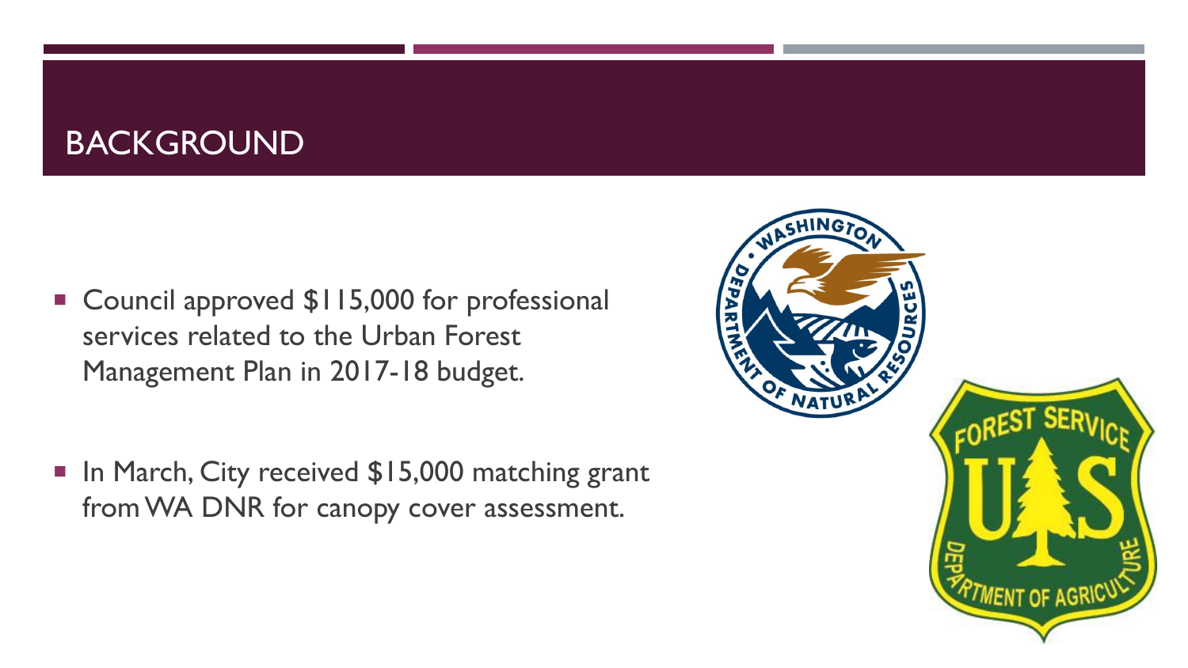# BACKGROUND

- Council approved $115,000 for professional services related to the Urban Forest Management Plan in 2017-18 budget.
- In March, City received $15,000 matching grant from WA DNR for canopy cover assessment.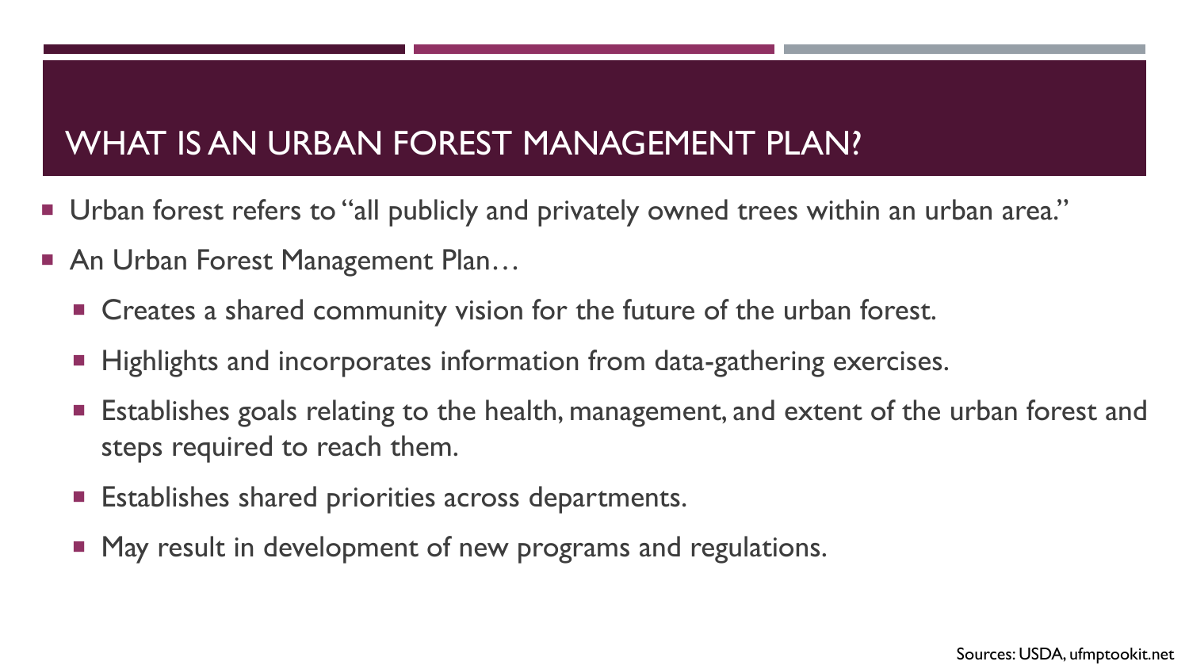# WHAT IS AN URBAN FOREST MANAGEMENT PLAN?

- Urban forest refers to "all publicly and privately owned trees within an urban area."
- An Urban Forest Management Plan…
  - Creates a shared community vision for the future of the urban forest.
  - Highlights and incorporates information from data-gathering exercises.
  - Establishes goals relating to the health, management, and extent of the urban forest and steps required to reach them.
  - Establishes shared priorities across departments.
  - May result in development of new programs and regulations.

Sources: USDA, ufmptookit.net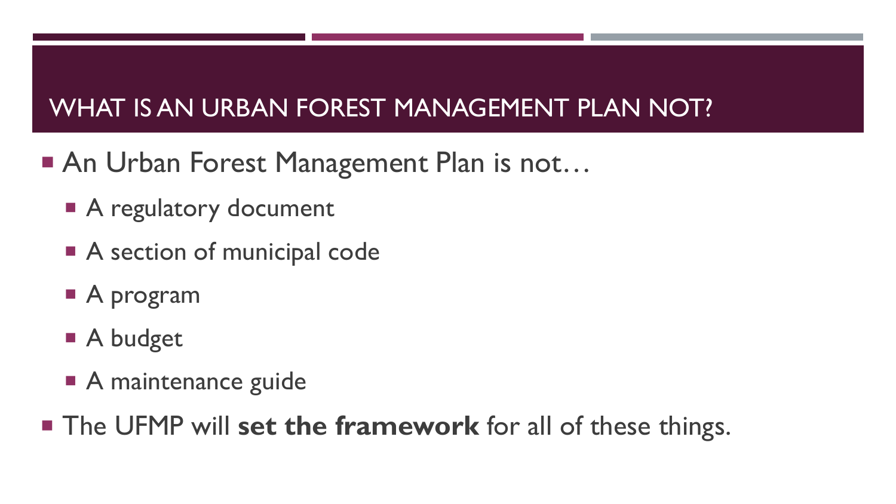## WHAT IS AN URBAN FOREST MANAGEMENT PLAN NOT?

- An Urban Forest Management Plan is not…
  - A regulatory document
  - A section of municipal code
  - A program
  - A budget
  - A maintenance guide
- The UFMP will **set the framework** for all of these things.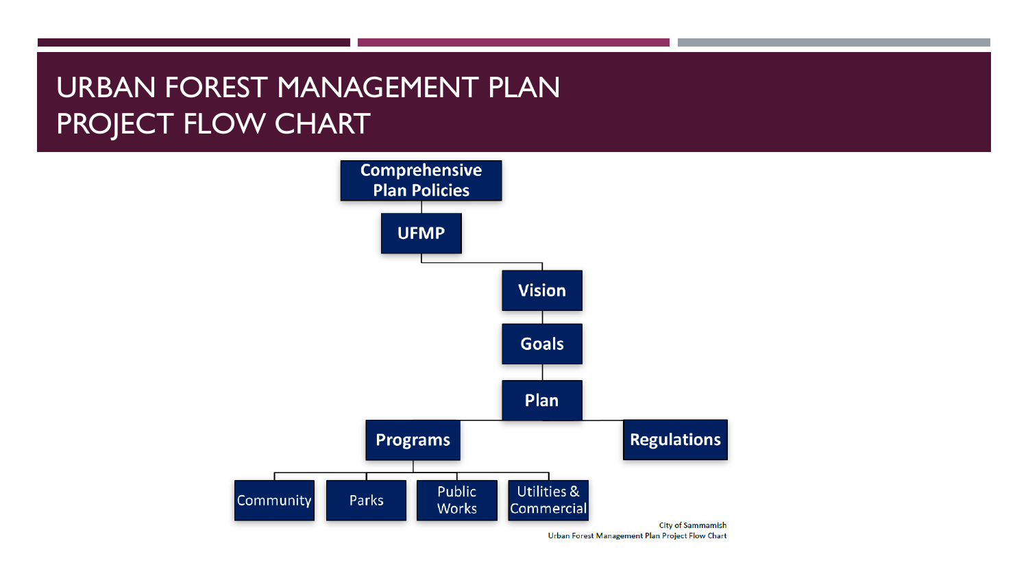# URBAN FOREST MANAGEMENT PLAN PROJECT FLOW CHART

- Comprehensive Plan Policies
  - UFMP
    - Vision
      - Goals
        - Plan
          - Programs
            - Community
            - Parks
            - Public Works
            - Utilities & Commercial
          - Regulations

City of Sammamish
Urban Forest Management Plan Project Flow Chart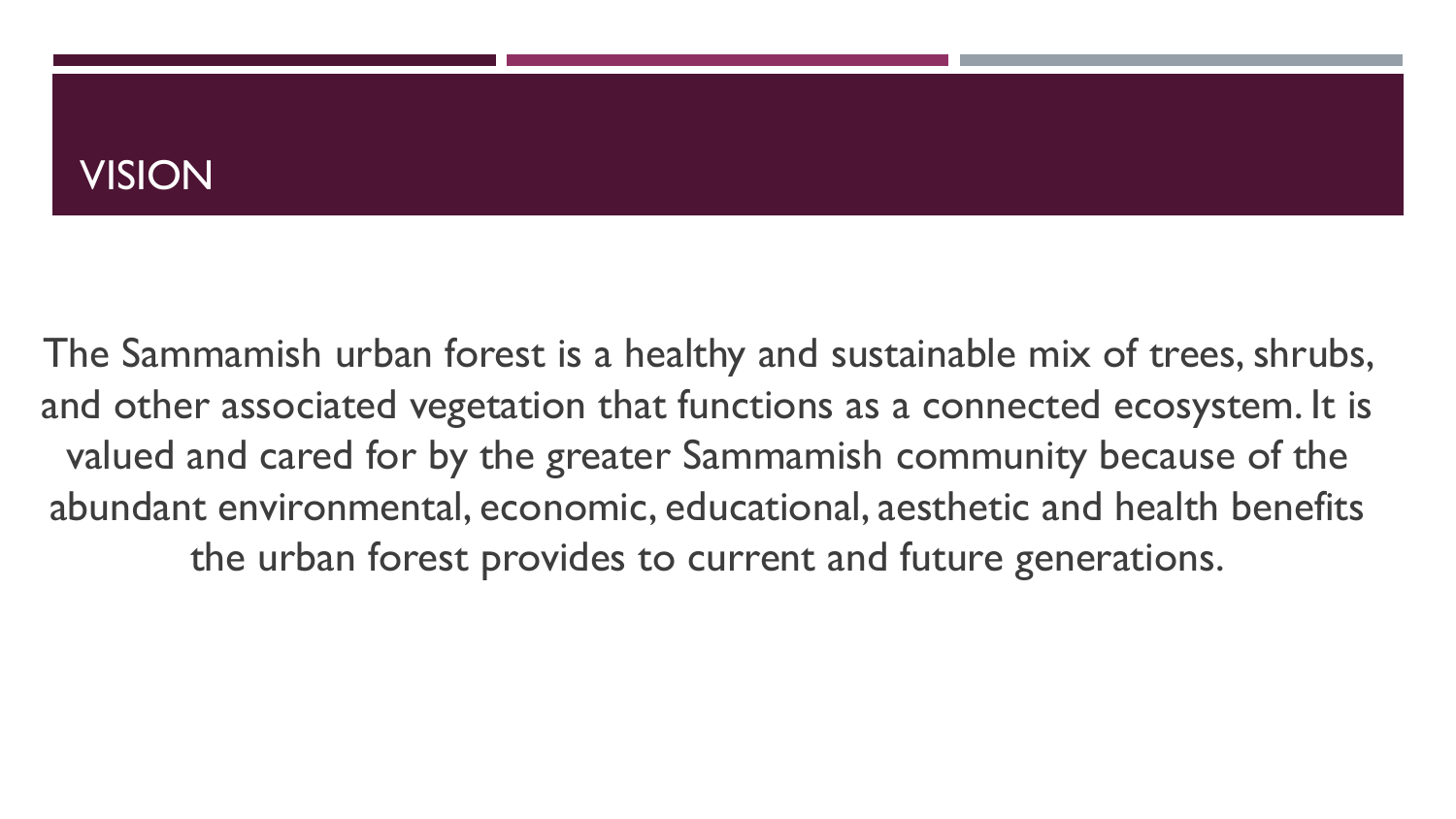# VISION

The Sammamish urban forest is a healthy and sustainable mix of trees, shrubs, and other associated vegetation that functions as a connected ecosystem. It is valued and cared for by the greater Sammamish community because of the abundant environmental, economic, educational, aesthetic and health benefits the urban forest provides to current and future generations.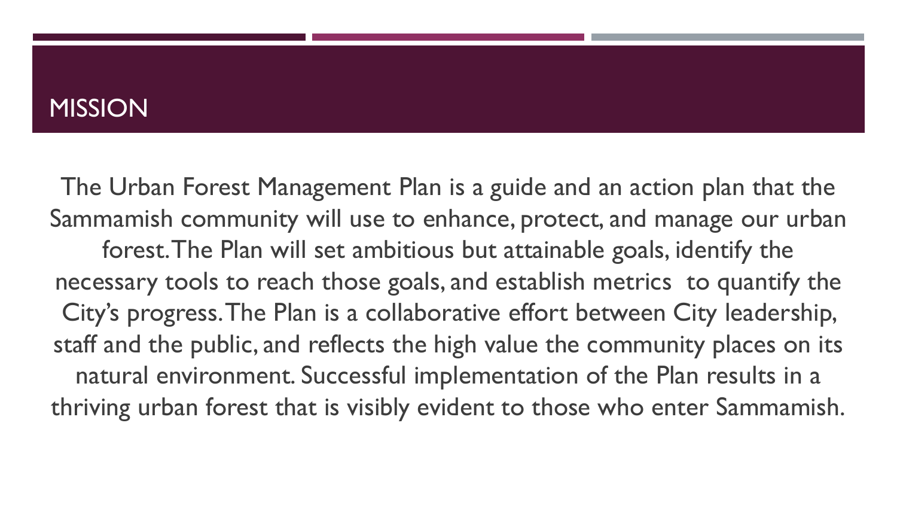# MISSION

The Urban Forest Management Plan is a guide and an action plan that the Sammamish community will use to enhance, protect, and manage our urban forest. The Plan will set ambitious but attainable goals, identify the necessary tools to reach those goals, and establish metrics to quantify the City's progress. The Plan is a collaborative effort between City leadership, staff and the public, and reflects the high value the community places on its natural environment. Successful implementation of the Plan results in a thriving urban forest that is visibly evident to those who enter Sammamish.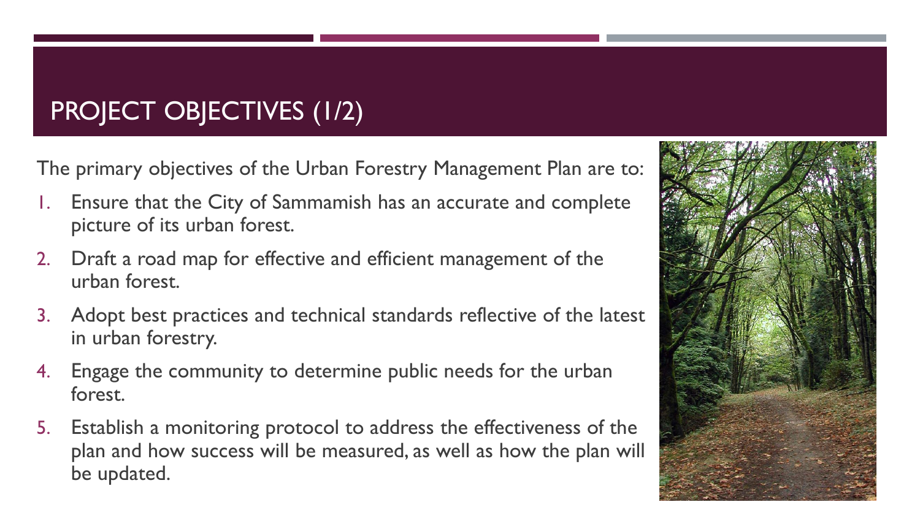# PROJECT OBJECTIVES (1/2)

The primary objectives of the Urban Forestry Management Plan are to:

1. Ensure that the City of Sammamish has an accurate and complete picture of its urban forest.
2. Draft a road map for effective and efficient management of the urban forest.
3. Adopt best practices and technical standards reflective of the latest in urban forestry.
4. Engage the community to determine public needs for the urban forest.
5. Establish a monitoring protocol to address the effectiveness of the plan and how success will be measured, as well as how the plan will be updated.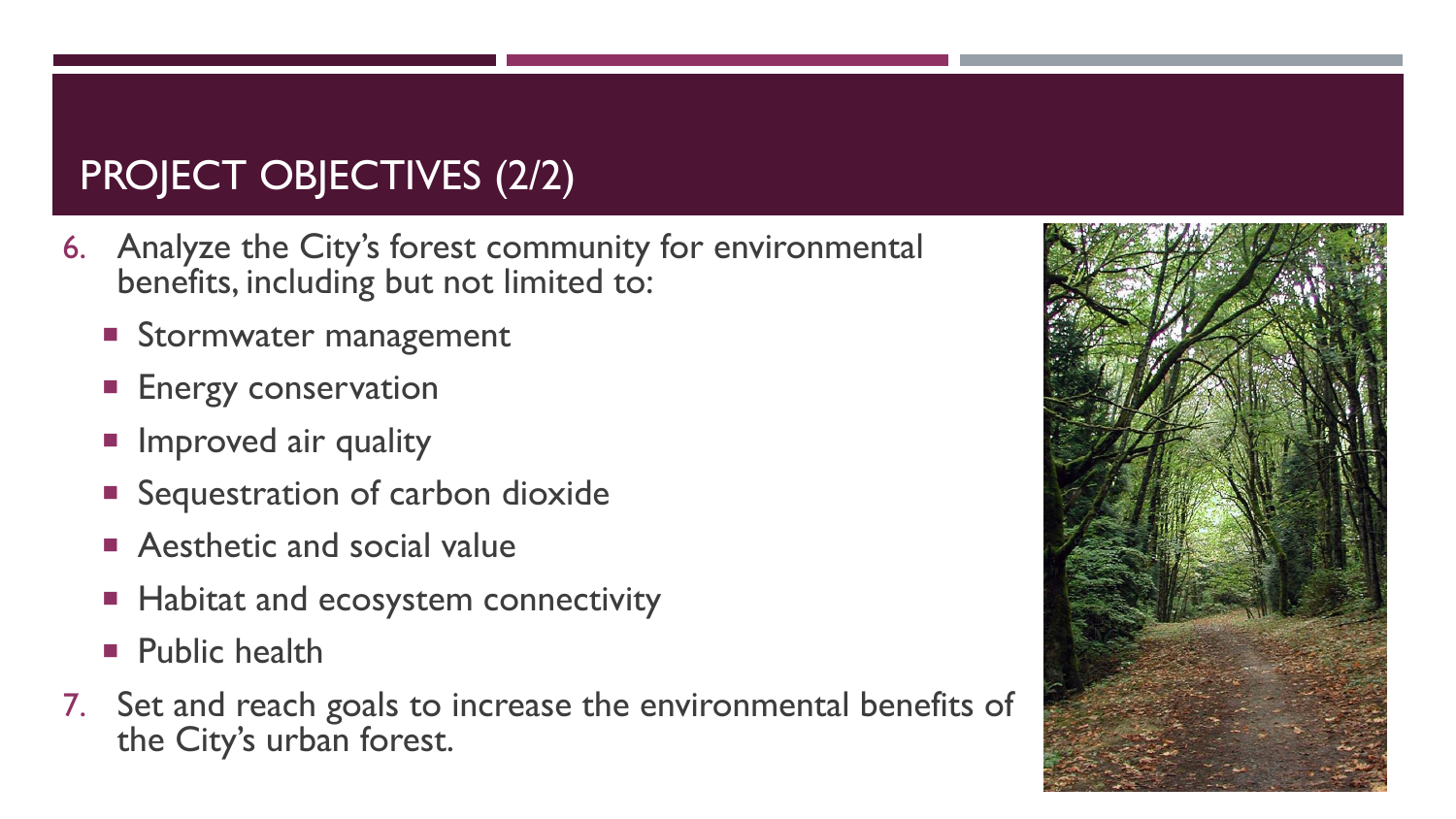# PROJECT OBJECTIVES (2/2)

6. Analyze the City's forest community for environmental benefits, including but not limited to:
   - Stormwater management
   - Energy conservation
   - Improved air quality
   - Sequestration of carbon dioxide
   - Aesthetic and social value
   - Habitat and ecosystem connectivity
   - Public health
7. Set and reach goals to increase the environmental benefits of the City's urban forest.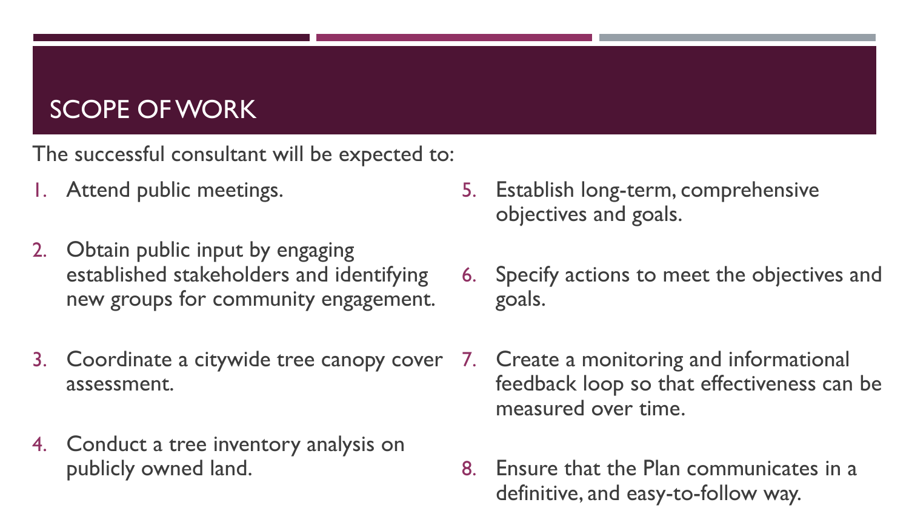# SCOPE OF WORK

The successful consultant will be expected to:

1. Attend public meetings.
2. Obtain public input by engaging established stakeholders and identifying new groups for community engagement.
3. Coordinate a citywide tree canopy cover assessment.
4. Conduct a tree inventory analysis on publicly owned land.
5. Establish long-term, comprehensive objectives and goals.
6. Specify actions to meet the objectives and goals.
7. Create a monitoring and informational feedback loop so that effectiveness can be measured over time.
8. Ensure that the Plan communicates in a definitive, and easy-to-follow way.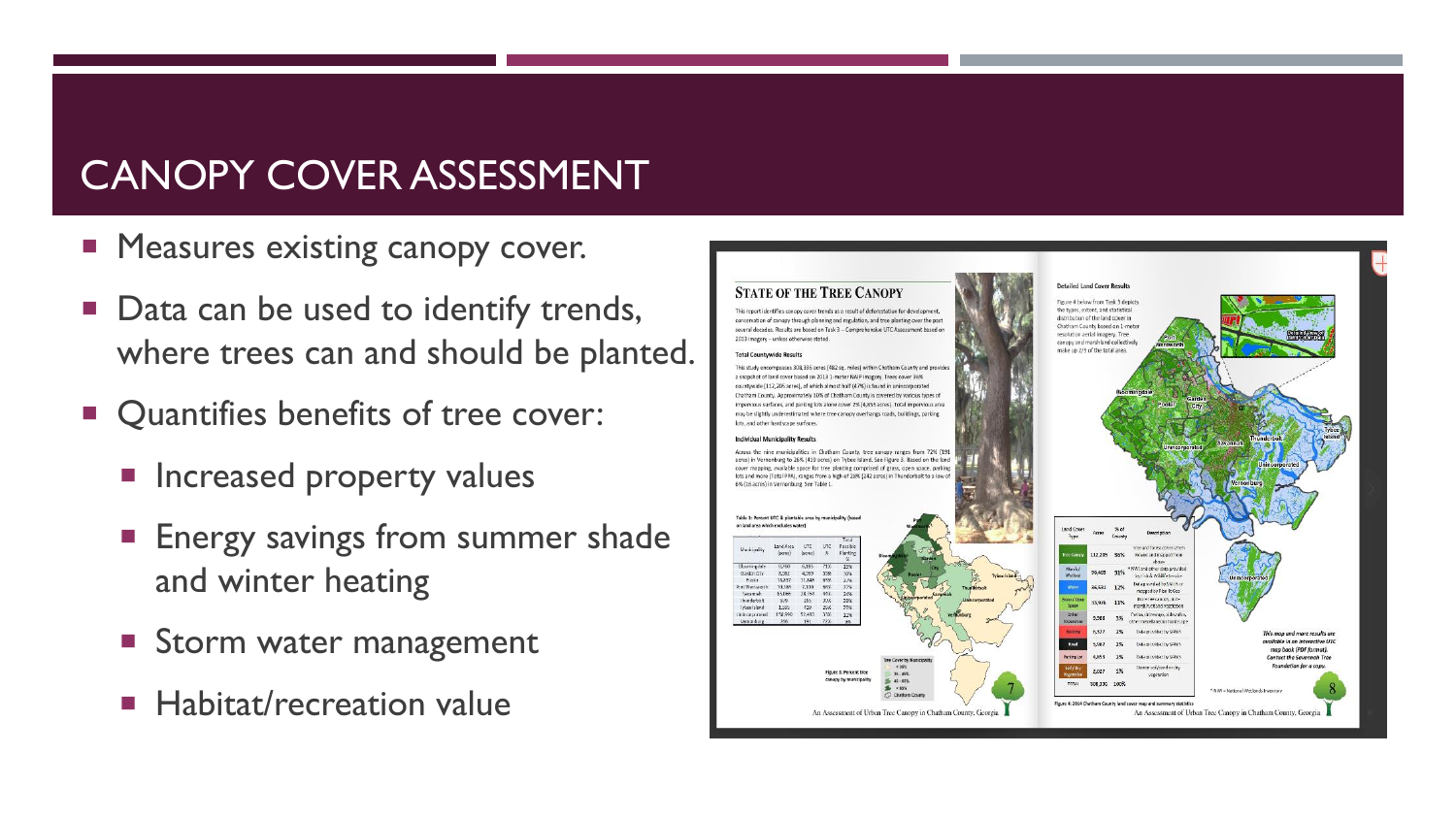# CANOPY COVER ASSESSMENT

- Measures existing canopy cover.
- Data can be used to identify trends, where trees can and should be planted.
- Quantifies benefits of tree cover:
  - Increased property values
  - Energy savings from summer shade and winter heating
  - Storm water management
  - Habitat/recreation value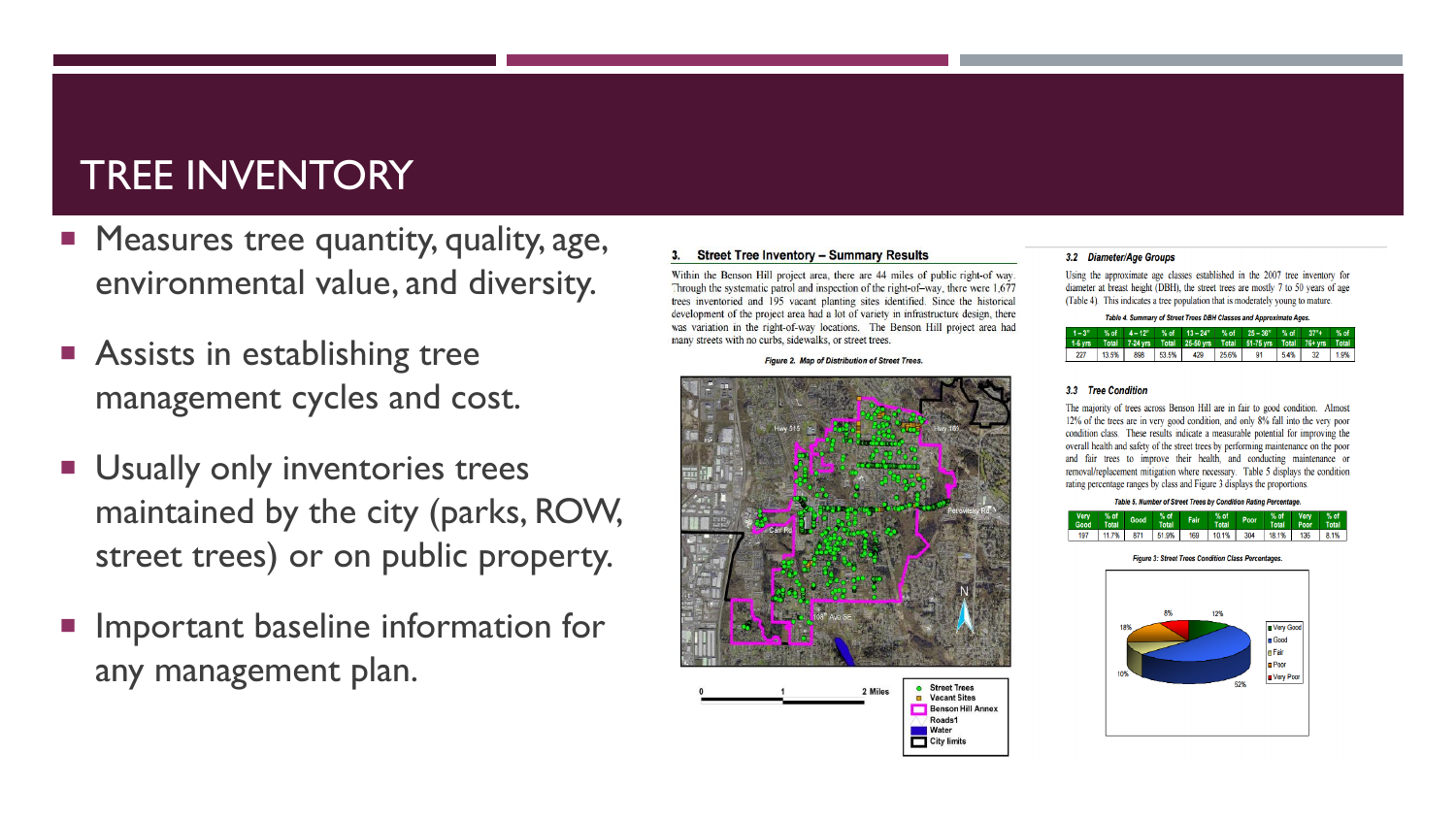# TREE INVENTORY

- Measures tree quantity, quality, age, environmental value, and diversity.
- Assists in establishing tree management cycles and cost.
- Usually only inventories trees maintained by the city (parks, ROW, street trees) or on public property.
- Important baseline information for any management plan.

### 3. Street Tree Inventory – Summary Results

Within the Benson Hill project area, there are 44 miles of public right-of way. Through the systematic patrol and inspection of the right-of-way, there were 1,677 trees inventoried and 195 vacant planting sites identified. Since the historical development of the project area had a lot of variety in infrastructure design, there was variation in the right-of-way locations. The Benson Hill project area had many streets with no curbs, sidewalks, or street trees.

*Figure 2. Map of Distribution of Street Trees.*

Hwy 515 · Hwy 18 · Petrovitsky Rd · Carr Rd · 108th Ave SE · N

0 · 1 · 2 Miles

Street Trees · Vacant Sites · Benson Hill Annex · Roads1 · Water · City limits

### 3.2 Diameter/Age Groups

Using the approximate age classes established in the 2007 tree inventory for diameter at breast height (DBH), the street trees are mostly 7 to 50 years of age (Table 4). This indicates a tree population that is moderately young to mature.

*Table 4. Summary of Street Trees DBH Classes and Approximate Ages.*

| 1 – 3" 1-6 yrs | % of Total | 4 – 12" 7-24 yrs | % of Total | 13 – 24" 25-50 yrs | % of Total | 25 – 36" 51-75 yrs | % of Total | 37"+ 76+ yrs | % of Total |
|---|---|---|---|---|---|---|---|---|---|
| 227 | 13.5% | 898 | 53.5% | 429 | 25.6% | 91 | 5.4% | 32 | 1.9% |

### 3.3 Tree Condition

The majority of trees across Benson Hill are in fair to good condition. Almost 12% of the trees are in very good condition, and only 8% fall into the very poor condition class. These results indicate a measurable potential for improving the overall health and safety of the street trees by performing maintenance on the poor and fair trees to improve their health, and conducting maintenance or removal/replacement mitigation where necessary. Table 5 displays the condition rating percentage ranges by class and Figure 3 displays the proportions.

*Table 5. Number of Street Trees by Condition Rating Percentage.*

| Very Good | % of Total | Good | % of Total | Fair | % of Total | Poor | % of Total | Very Poor | % of Total |
|---|---|---|---|---|---|---|---|---|---|
| 197 | 11.7% | 871 | 51.9% | 169 | 10.1% | 304 | 18.1% | 136 | 8.1% |

*Figure 3: Street Trees Condition Class Percentages.*

8% · 12% · 18% · 10% · 52%

Very Good · Good · Fair · Poor · Very Poor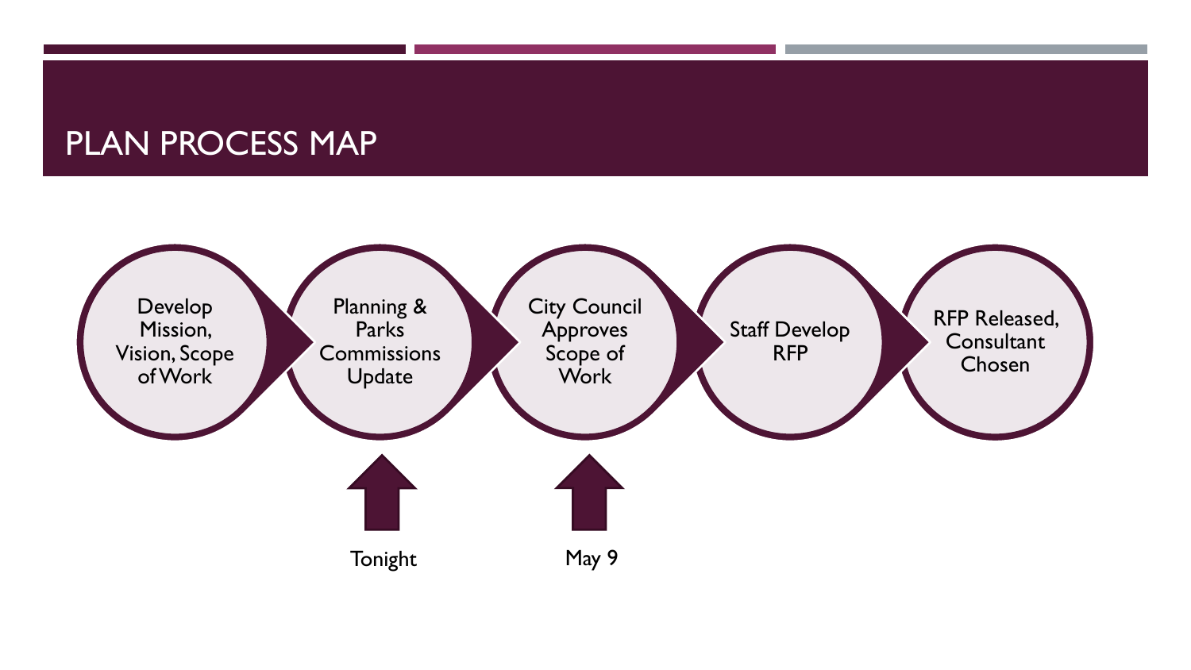# PLAN PROCESS MAP

1. Develop Mission, Vision, Scope of Work
2. Planning & Parks Commissions Update — Tonight
3. City Council Approves Scope of Work — May 9
4. Staff Develop RFP
5. RFP Released, Consultant Chosen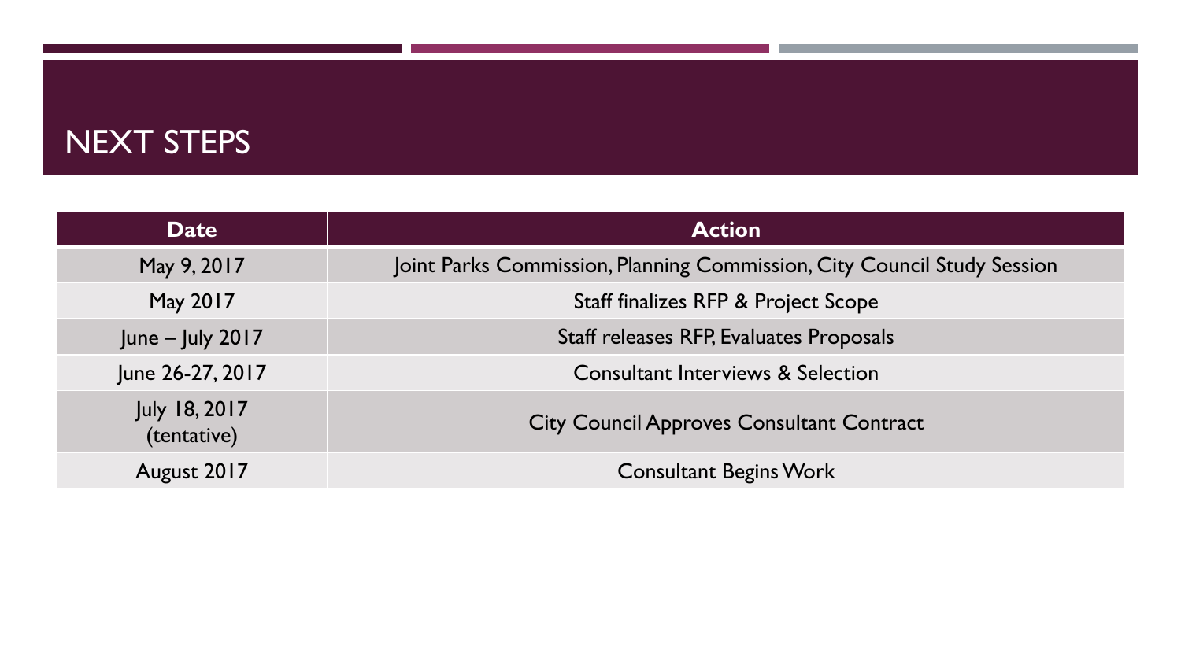# NEXT STEPS

| Date | Action |
|---|---|
| May 9, 2017 | Joint Parks Commission, Planning Commission, City Council Study Session |
| May 2017 | Staff finalizes RFP & Project Scope |
| June – July 2017 | Staff releases RFP, Evaluates Proposals |
| June 26-27, 2017 | Consultant Interviews & Selection |
| July 18, 2017 (tentative) | City Council Approves Consultant Contract |
| August 2017 | Consultant Begins Work |